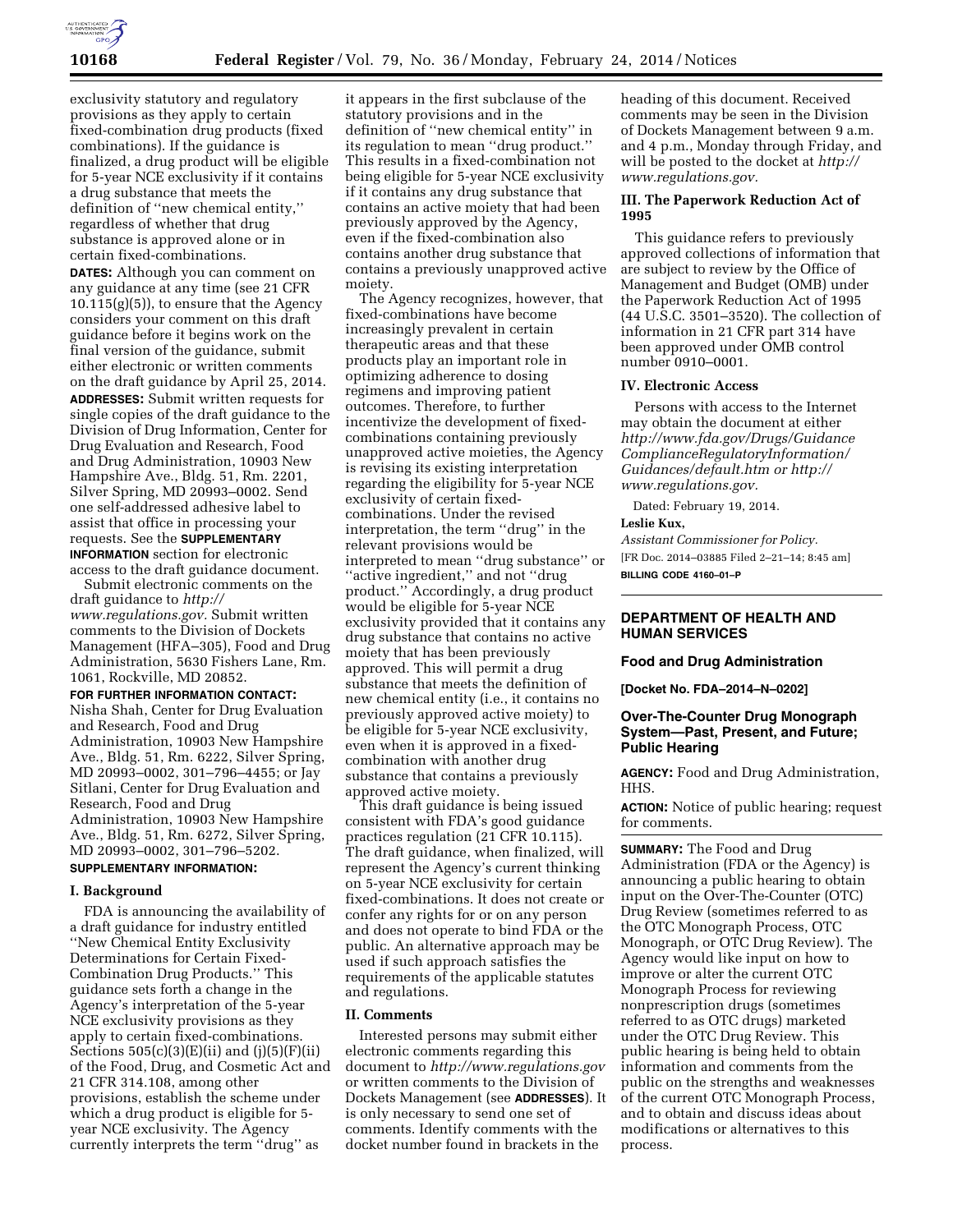exclusivity statutory and regulatory provisions as they apply to certain fixed-combination drug products (fixed combinations). If the guidance is finalized, a drug product will be eligible for 5-year NCE exclusivity if it contains a drug substance that meets the definition of ''new chemical entity,'' regardless of whether that drug substance is approved alone or in certain fixed-combinations.

**DATES:** Although you can comment on any guidance at any time (see 21 CFR 10.115(g)(5)), to ensure that the Agency considers your comment on this draft guidance before it begins work on the final version of the guidance, submit either electronic or written comments on the draft guidance by April 25, 2014.

**ADDRESSES:** Submit written requests for single copies of the draft guidance to the Division of Drug Information, Center for Drug Evaluation and Research, Food and Drug Administration, 10903 New Hampshire Ave., Bldg. 51, Rm. 2201, Silver Spring, MD 20993–0002. Send one self-addressed adhesive label to assist that office in processing your requests. See the **SUPPLEMENTARY INFORMATION** section for electronic access to the draft guidance document.

Submit electronic comments on the draft guidance to *http://www.regulations.gov.* Submit written comments to the Division of Dockets Management (HFA–305), Food and Drug Administration, 5630 Fishers Lane, Rm. 1061, Rockville, MD 20852.

**FOR FURTHER INFORMATION CONTACT:** Nisha Shah, Center for Drug Evaluation and Research, Food and Drug Administration, 10903 New Hampshire Ave., Bldg. 51, Rm. 6222, Silver Spring, MD 20993–0002, 301–796–4455; or Jay Sitlani, Center for Drug Evaluation and Research, Food and Drug Administration, 10903 New Hampshire Ave., Bldg. 51, Rm. 6272, Silver Spring, MD 20993–0002, 301–796–5202.

**SUPPLEMENTARY INFORMATION:**

## I. Background

FDA is announcing the availability of a draft guidance for industry entitled ''New Chemical Entity Exclusivity Determinations for Certain Fixed-Combination Drug Products.'' This guidance sets forth a change in the Agency's interpretation of the 5-year NCE exclusivity provisions as they apply to certain fixed-combinations. Sections 505(c)(3)(E)(ii) and (j)(5)(F)(ii) of the Food, Drug, and Cosmetic Act and 21 CFR 314.108, among other provisions, establish the scheme under which a drug product is eligible for 5-year NCE exclusivity. The Agency currently interprets the term ''drug'' as it appears in the first subclause of the statutory provisions and in the definition of ''new chemical entity'' in its regulation to mean ''drug product.'' This results in a fixed-combination not being eligible for 5-year NCE exclusivity if it contains any drug substance that contains an active moiety that had been previously approved by the Agency, even if the fixed-combination also contains another drug substance that contains a previously unapproved active moiety.

The Agency recognizes, however, that fixed-combinations have become increasingly prevalent in certain therapeutic areas and that these products play an important role in optimizing adherence to dosing regimens and improving patient outcomes. Therefore, to further incentivize the development of fixed-combinations containing previously unapproved active moieties, the Agency is revising its existing interpretation regarding the eligibility for 5-year NCE exclusivity of certain fixed-combinations. Under the revised interpretation, the term ''drug'' in the relevant provisions would be interpreted to mean ''drug substance'' or ''active ingredient,'' and not ''drug product.'' Accordingly, a drug product would be eligible for 5-year NCE exclusivity provided that it contains any drug substance that contains no active moiety that has been previously approved. This will permit a drug substance that meets the definition of new chemical entity (i.e., it contains no previously approved active moiety) to be eligible for 5-year NCE exclusivity, even when it is approved in a fixed-combination with another drug substance that contains a previously approved active moiety.

This draft guidance is being issued consistent with FDA's good guidance practices regulation (21 CFR 10.115). The draft guidance, when finalized, will represent the Agency's current thinking on 5-year NCE exclusivity for certain fixed-combinations. It does not create or confer any rights for or on any person and does not operate to bind FDA or the public. An alternative approach may be used if such approach satisfies the requirements of the applicable statutes and regulations.

## II. Comments

Interested persons may submit either electronic comments regarding this document to *http://www.regulations.gov* or written comments to the Division of Dockets Management (see **ADDRESSES**). It is only necessary to send one set of comments. Identify comments with the docket number found in brackets in the heading of this document. Received comments may be seen in the Division of Dockets Management between 9 a.m. and 4 p.m., Monday through Friday, and will be posted to the docket at *http://www.regulations.gov.*

## III. The Paperwork Reduction Act of 1995

This guidance refers to previously approved collections of information that are subject to review by the Office of Management and Budget (OMB) under the Paperwork Reduction Act of 1995 (44 U.S.C. 3501–3520). The collection of information in 21 CFR part 314 have been approved under OMB control number 0910–0001.

## IV. Electronic Access

Persons with access to the Internet may obtain the document at either *http://www.fda.gov/Drugs/GuidanceComplianceRegulatoryInformation/Guidances/default.htm or http://www.regulations.gov.*

Dated: February 19, 2014.

**Leslie Kux,**

*Assistant Commissioner for Policy.*

[FR Doc. 2014–03885 Filed 2–21–14; 8:45 am]

**BILLING CODE 4160–01–P**

---

# DEPARTMENT OF HEALTH AND HUMAN SERVICES

## Food and Drug Administration

**[Docket No. FDA–2014–N–0202]**

## Over-The-Counter Drug Monograph System—Past, Present, and Future; Public Hearing

**AGENCY:** Food and Drug Administration, HHS.

**ACTION:** Notice of public hearing; request for comments.

**SUMMARY:** The Food and Drug Administration (FDA or the Agency) is announcing a public hearing to obtain input on the Over-The-Counter (OTC) Drug Review (sometimes referred to as the OTC Monograph Process, OTC Monograph, or OTC Drug Review). The Agency would like input on how to improve or alter the current OTC Monograph Process for reviewing nonprescription drugs (sometimes referred to as OTC drugs) marketed under the OTC Drug Review. This public hearing is being held to obtain information and comments from the public on the strengths and weaknesses of the current OTC Monograph Process, and to obtain and discuss ideas about modifications or alternatives to this process.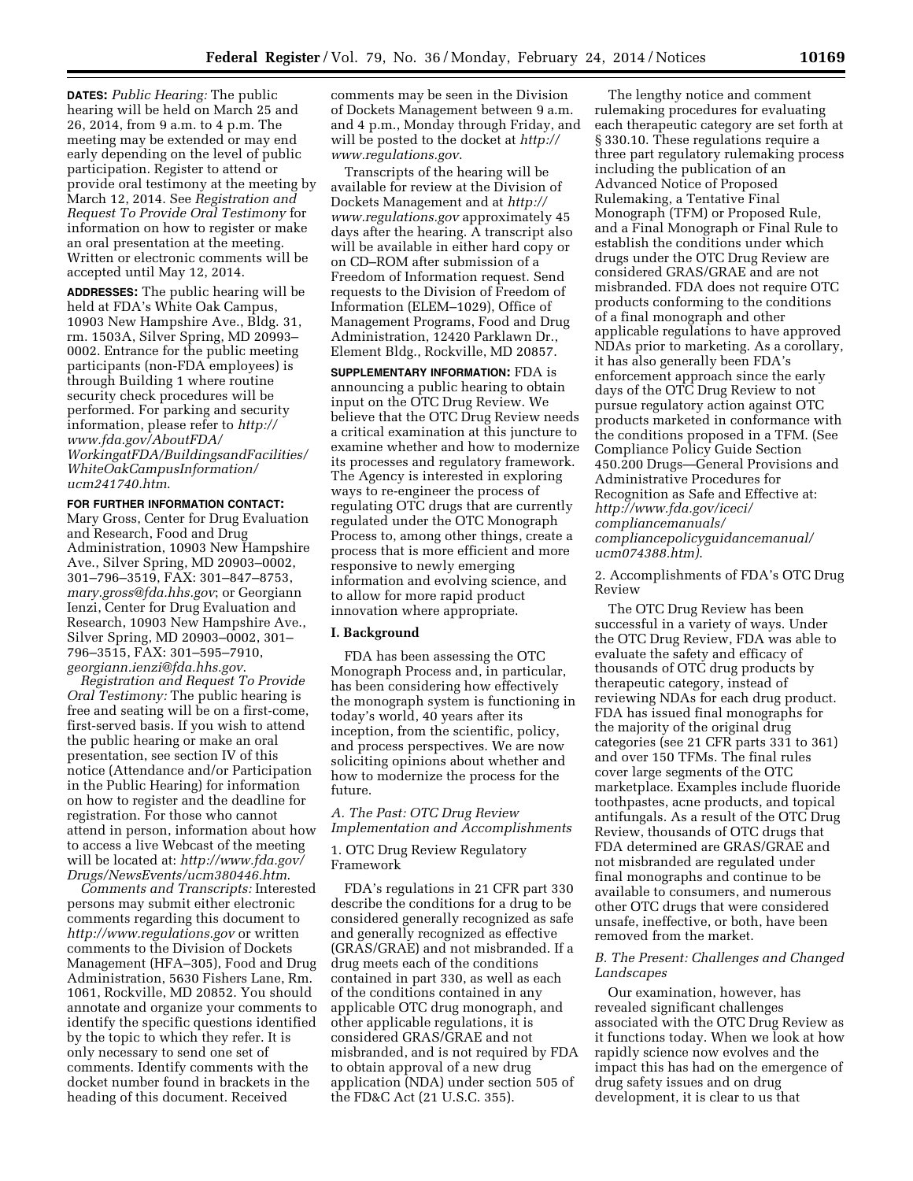**DATES:** *Public Hearing:* The public hearing will be held on March 25 and 26, 2014, from 9 a.m. to 4 p.m. The meeting may be extended or may end early depending on the level of public participation. Register to attend or provide oral testimony at the meeting by March 12, 2014. See *Registration and Request To Provide Oral Testimony* for information on how to register or make an oral presentation at the meeting. Written or electronic comments will be accepted until May 12, 2014.

**ADDRESSES:** The public hearing will be held at FDA's White Oak Campus, 10903 New Hampshire Ave., Bldg. 31, rm. 1503A, Silver Spring, MD 20993–0002. Entrance for the public meeting participants (non-FDA employees) is through Building 1 where routine security check procedures will be performed. For parking and security information, please refer to *http://www.fda.gov/AboutFDA/WorkingatFDA/BuildingsandFacilities/WhiteOakCampusInformation/ucm241740.htm*.

**FOR FURTHER INFORMATION CONTACT:** Mary Gross, Center for Drug Evaluation and Research, Food and Drug Administration, 10903 New Hampshire Ave., Silver Spring, MD 20903–0002, 301–796–3519, FAX: 301–847–8753, *mary.gross@fda.hhs.gov*; or Georgiann Ienzi, Center for Drug Evaluation and Research, 10903 New Hampshire Ave., Silver Spring, MD 20903–0002, 301–796–3515, FAX: 301–595–7910, *georgiann.ienzi@fda.hhs.gov*.

*Registration and Request To Provide Oral Testimony:* The public hearing is free and seating will be on a first-come, first-served basis. If you wish to attend the public hearing or make an oral presentation, see section IV of this notice (Attendance and/or Participation in the Public Hearing) for information on how to register and the deadline for registration. For those who cannot attend in person, information about how to access a live Webcast of the meeting will be located at: *http://www.fda.gov/Drugs/NewsEvents/ucm380446.htm*.

*Comments and Transcripts:* Interested persons may submit either electronic comments regarding this document to *http://www.regulations.gov* or written comments to the Division of Dockets Management (HFA–305), Food and Drug Administration, 5630 Fishers Lane, Rm. 1061, Rockville, MD 20852. You should annotate and organize your comments to identify the specific questions identified by the topic to which they refer. It is only necessary to send one set of comments. Identify comments with the docket number found in brackets in the heading of this document. Received comments may be seen in the Division of Dockets Management between 9 a.m. and 4 p.m., Monday through Friday, and will be posted to the docket at *http://www.regulations.gov*.

Transcripts of the hearing will be available for review at the Division of Dockets Management and at *http://www.regulations.gov* approximately 45 days after the hearing. A transcript also will be available in either hard copy or on CD–ROM after submission of a Freedom of Information request. Send requests to the Division of Freedom of Information (ELEM–1029), Office of Management Programs, Food and Drug Administration, 12420 Parklawn Dr., Element Bldg., Rockville, MD 20857.

**SUPPLEMENTARY INFORMATION:** FDA is announcing a public hearing to obtain input on the OTC Drug Review. We believe that the OTC Drug Review needs a critical examination at this juncture to examine whether and how to modernize its processes and regulatory framework. The Agency is interested in exploring ways to re-engineer the process of regulating OTC drugs that are currently regulated under the OTC Monograph Process to, among other things, create a process that is more efficient and more responsive to newly emerging information and evolving science, and to allow for more rapid product innovation where appropriate.

## I. Background

FDA has been assessing the OTC Monograph Process and, in particular, has been considering how effectively the monograph system is functioning in today's world, 40 years after its inception, from the scientific, policy, and process perspectives. We are now soliciting opinions about whether and how to modernize the process for the future.

### *A. The Past: OTC Drug Review Implementation and Accomplishments*

1. OTC Drug Review Regulatory Framework

FDA's regulations in 21 CFR part 330 describe the conditions for a drug to be considered generally recognized as safe and generally recognized as effective (GRAS/GRAE) and not misbranded. If a drug meets each of the conditions contained in part 330, as well as each of the conditions contained in any applicable OTC drug monograph, and other applicable regulations, it is considered GRAS/GRAE and not misbranded, and is not required by FDA to obtain approval of a new drug application (NDA) under section 505 of the FD&C Act (21 U.S.C. 355).

The lengthy notice and comment rulemaking procedures for evaluating each therapeutic category are set forth at § 330.10. These regulations require a three part regulatory rulemaking process including the publication of an Advanced Notice of Proposed Rulemaking, a Tentative Final Monograph (TFM) or Proposed Rule, and a Final Monograph or Final Rule to establish the conditions under which drugs under the OTC Drug Review are considered GRAS/GRAE and are not misbranded. FDA does not require OTC products conforming to the conditions of a final monograph and other applicable regulations to have approved NDAs prior to marketing. As a corollary, it has also generally been FDA's enforcement approach since the early days of the OTC Drug Review to not pursue regulatory action against OTC products marketed in conformance with the conditions proposed in a TFM. (See Compliance Policy Guide Section 450.200 Drugs—General Provisions and Administrative Procedures for Recognition as Safe and Effective at: *http://www.fda.gov/iceci/compliancemanuals/compliancepolicyguidancemanual/ucm074388.htm*).

2. Accomplishments of FDA's OTC Drug Review

The OTC Drug Review has been successful in a variety of ways. Under the OTC Drug Review, FDA was able to evaluate the safety and efficacy of thousands of OTC drug products by therapeutic category, instead of reviewing NDAs for each drug product. FDA has issued final monographs for the majority of the original drug categories (see 21 CFR parts 331 to 361) and over 150 TFMs. The final rules cover large segments of the OTC marketplace. Examples include fluoride toothpastes, acne products, and topical antifungals. As a result of the OTC Drug Review, thousands of OTC drugs that FDA determined are GRAS/GRAE and not misbranded are regulated under final monographs and continue to be available to consumers, and numerous other OTC drugs that were considered unsafe, ineffective, or both, have been removed from the market.

### *B. The Present: Challenges and Changed Landscapes*

Our examination, however, has revealed significant challenges associated with the OTC Drug Review as it functions today. When we look at how rapidly science now evolves and the impact this has had on the emergence of drug safety issues and on drug development, it is clear to us that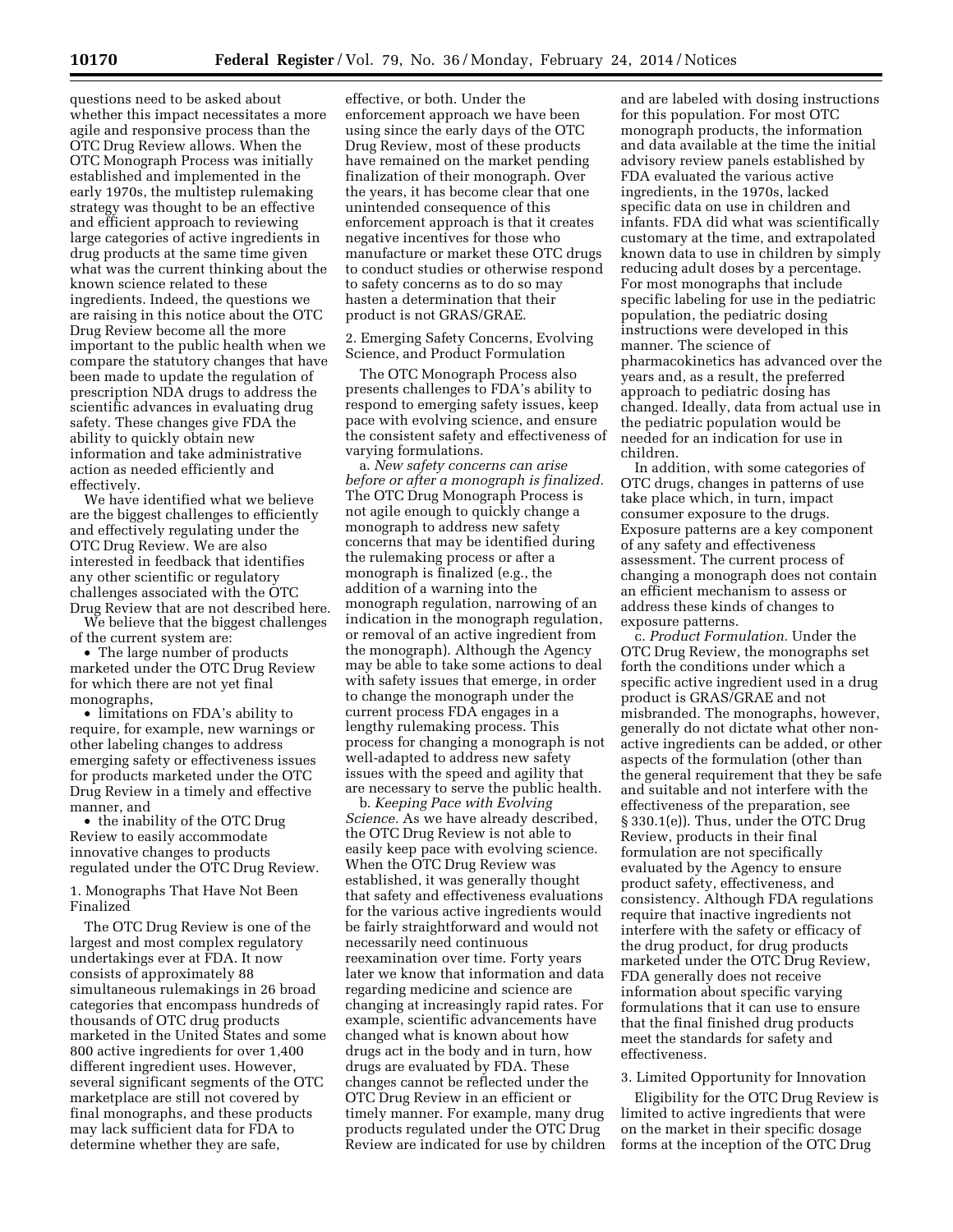questions need to be asked about whether this impact necessitates a more agile and responsive process than the OTC Drug Review allows. When the OTC Monograph Process was initially established and implemented in the early 1970s, the multistep rulemaking strategy was thought to be an effective and efficient approach to reviewing large categories of active ingredients in drug products at the same time given what was the current thinking about the known science related to these ingredients. Indeed, the questions we are raising in this notice about the OTC Drug Review become all the more important to the public health when we compare the statutory changes that have been made to update the regulation of prescription NDA drugs to address the scientific advances in evaluating drug safety. These changes give FDA the ability to quickly obtain new information and take administrative action as needed efficiently and effectively.

We have identified what we believe are the biggest challenges to efficiently and effectively regulating under the OTC Drug Review. We are also interested in feedback that identifies any other scientific or regulatory challenges associated with the OTC Drug Review that are not described here.

We believe that the biggest challenges of the current system are:

- The large number of products marketed under the OTC Drug Review for which there are not yet final monographs,
- limitations on FDA's ability to require, for example, new warnings or other labeling changes to address emerging safety or effectiveness issues for products marketed under the OTC Drug Review in a timely and effective manner, and
- the inability of the OTC Drug Review to easily accommodate innovative changes to products regulated under the OTC Drug Review.

1. Monographs That Have Not Been Finalized

The OTC Drug Review is one of the largest and most complex regulatory undertakings ever at FDA. It now consists of approximately 88 simultaneous rulemakings in 26 broad categories that encompass hundreds of thousands of OTC drug products marketed in the United States and some 800 active ingredients for over 1,400 different ingredient uses. However, several significant segments of the OTC marketplace are still not covered by final monographs, and these products may lack sufficient data for FDA to determine whether they are safe, effective, or both. Under the enforcement approach we have been using since the early days of the OTC Drug Review, most of these products have remained on the market pending finalization of their monograph. Over the years, it has become clear that one unintended consequence of this enforcement approach is that it creates negative incentives for those who manufacture or market these OTC drugs to conduct studies or otherwise respond to safety concerns as to do so may hasten a determination that their product is not GRAS/GRAE.

2. Emerging Safety Concerns, Evolving Science, and Product Formulation

The OTC Monograph Process also presents challenges to FDA's ability to respond to emerging safety issues, keep pace with evolving science, and ensure the consistent safety and effectiveness of varying formulations.

a. *New safety concerns can arise before or after a monograph is finalized.* The OTC Drug Monograph Process is not agile enough to quickly change a monograph to address new safety concerns that may be identified during the rulemaking process or after a monograph is finalized (e.g., the addition of a warning into the monograph regulation, narrowing of an indication in the monograph regulation, or removal of an active ingredient from the monograph). Although the Agency may be able to take some actions to deal with safety issues that emerge, in order to change the monograph under the current process FDA engages in a lengthy rulemaking process. This process for changing a monograph is not well-adapted to address new safety issues with the speed and agility that are necessary to serve the public health.

b. *Keeping Pace with Evolving Science.* As we have already described, the OTC Drug Review is not able to easily keep pace with evolving science. When the OTC Drug Review was established, it was generally thought that safety and effectiveness evaluations for the various active ingredients would be fairly straightforward and would not necessarily need continuous reexamination over time. Forty years later we know that information and data regarding medicine and science are changing at increasingly rapid rates. For example, scientific advancements have changed what is known about how drugs act in the body and in turn, how drugs are evaluated by FDA. These changes cannot be reflected under the OTC Drug Review in an efficient or timely manner. For example, many drug products regulated under the OTC Drug Review are indicated for use by children and are labeled with dosing instructions for this population. For most OTC monograph products, the information and data available at the time the initial advisory review panels established by FDA evaluated the various active ingredients, in the 1970s, lacked specific data on use in children and infants. FDA did what was scientifically customary at the time, and extrapolated known data to use in children by simply reducing adult doses by a percentage. For most monographs that include specific labeling for use in the pediatric population, the pediatric dosing instructions were developed in this manner. The science of pharmacokinetics has advanced over the years and, as a result, the preferred approach to pediatric dosing has changed. Ideally, data from actual use in the pediatric population would be needed for an indication for use in children.

In addition, with some categories of OTC drugs, changes in patterns of use take place which, in turn, impact consumer exposure to the drugs. Exposure patterns are a key component of any safety and effectiveness assessment. The current process of changing a monograph does not contain an efficient mechanism to assess or address these kinds of changes to exposure patterns.

c. *Product Formulation.* Under the OTC Drug Review, the monographs set forth the conditions under which a specific active ingredient used in a drug product is GRAS/GRAE and not misbranded. The monographs, however, generally do not dictate what other non-active ingredients can be added, or other aspects of the formulation (other than the general requirement that they be safe and suitable and not interfere with the effectiveness of the preparation, see § 330.1(e)). Thus, under the OTC Drug Review, products in their final formulation are not specifically evaluated by the Agency to ensure product safety, effectiveness, and consistency. Although FDA regulations require that inactive ingredients not interfere with the safety or efficacy of the drug product, for drug products marketed under the OTC Drug Review, FDA generally does not receive information about specific varying formulations that it can use to ensure that the final finished drug products meet the standards for safety and effectiveness.

3. Limited Opportunity for Innovation

Eligibility for the OTC Drug Review is limited to active ingredients that were on the market in their specific dosage forms at the inception of the OTC Drug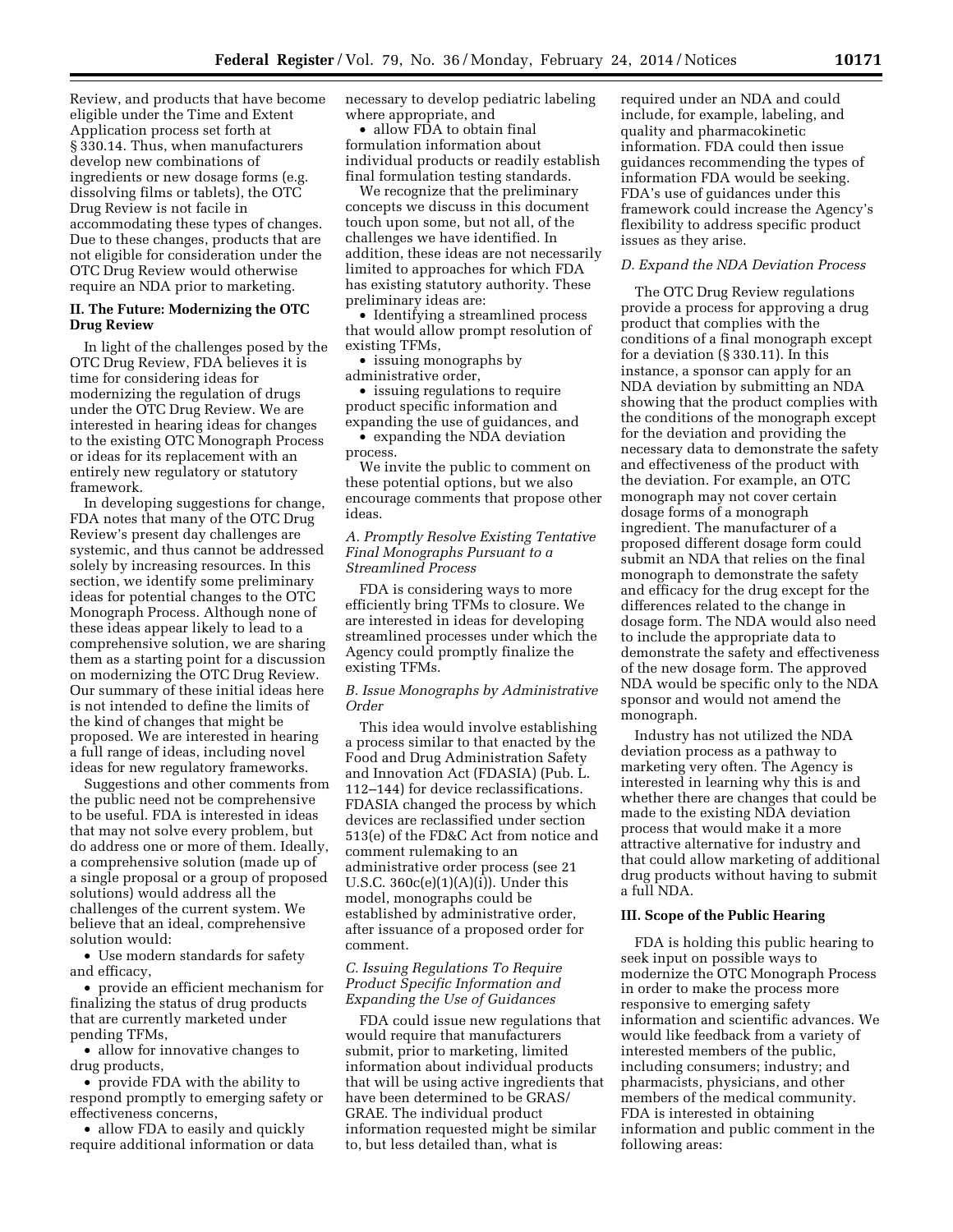Review, and products that have become eligible under the Time and Extent Application process set forth at § 330.14. Thus, when manufacturers develop new combinations of ingredients or new dosage forms (e.g. dissolving films or tablets), the OTC Drug Review is not facile in accommodating these types of changes. Due to these changes, products that are not eligible for consideration under the OTC Drug Review would otherwise require an NDA prior to marketing.

## II. The Future: Modernizing the OTC Drug Review

In light of the challenges posed by the OTC Drug Review, FDA believes it is time for considering ideas for modernizing the regulation of drugs under the OTC Drug Review. We are interested in hearing ideas for changes to the existing OTC Monograph Process or ideas for its replacement with an entirely new regulatory or statutory framework.

In developing suggestions for change, FDA notes that many of the OTC Drug Review's present day challenges are systemic, and thus cannot be addressed solely by increasing resources. In this section, we identify some preliminary ideas for potential changes to the OTC Monograph Process. Although none of these ideas appear likely to lead to a comprehensive solution, we are sharing them as a starting point for a discussion on modernizing the OTC Drug Review. Our summary of these initial ideas here is not intended to define the limits of the kind of changes that might be proposed. We are interested in hearing a full range of ideas, including novel ideas for new regulatory frameworks.

Suggestions and other comments from the public need not be comprehensive to be useful. FDA is interested in ideas that may not solve every problem, but do address one or more of them. Ideally, a comprehensive solution (made up of a single proposal or a group of proposed solutions) would address all the challenges of the current system. We believe that an ideal, comprehensive solution would:

- Use modern standards for safety and efficacy,
- provide an efficient mechanism for finalizing the status of drug products that are currently marketed under pending TFMs,
- allow for innovative changes to drug products,
- provide FDA with the ability to respond promptly to emerging safety or effectiveness concerns,
- allow FDA to easily and quickly require additional information or data necessary to develop pediatric labeling where appropriate, and
- allow FDA to obtain final formulation information about individual products or readily establish final formulation testing standards.

We recognize that the preliminary concepts we discuss in this document touch upon some, but not all, of the challenges we have identified. In addition, these ideas are not necessarily limited to approaches for which FDA has existing statutory authority. These preliminary ideas are:

- Identifying a streamlined process that would allow prompt resolution of existing TFMs,
- issuing monographs by administrative order,
- issuing regulations to require product specific information and expanding the use of guidances, and
- expanding the NDA deviation process.

We invite the public to comment on these potential options, but we also encourage comments that propose other ideas.

### *A. Promptly Resolve Existing Tentative Final Monographs Pursuant to a Streamlined Process*

FDA is considering ways to more efficiently bring TFMs to closure. We are interested in ideas for developing streamlined processes under which the Agency could promptly finalize the existing TFMs.

### *B. Issue Monographs by Administrative Order*

This idea would involve establishing a process similar to that enacted by the Food and Drug Administration Safety and Innovation Act (FDASIA) (Pub. L. 112–144) for device reclassifications. FDASIA changed the process by which devices are reclassified under section 513(e) of the FD&C Act from notice and comment rulemaking to an administrative order process (see 21 U.S.C. 360c(e)(1)(A)(i)). Under this model, monographs could be established by administrative order, after issuance of a proposed order for comment.

### *C. Issuing Regulations To Require Product Specific Information and Expanding the Use of Guidances*

FDA could issue new regulations that would require that manufacturers submit, prior to marketing, limited information about individual products that will be using active ingredients that have been determined to be GRAS/GRAE. The individual product information requested might be similar to, but less detailed than, what is required under an NDA and could include, for example, labeling, and quality and pharmacokinetic information. FDA could then issue guidances recommending the types of information FDA would be seeking. FDA's use of guidances under this framework could increase the Agency's flexibility to address specific product issues as they arise.

### *D. Expand the NDA Deviation Process*

The OTC Drug Review regulations provide a process for approving a drug product that complies with the conditions of a final monograph except for a deviation (§ 330.11). In this instance, a sponsor can apply for an NDA deviation by submitting an NDA showing that the product complies with the conditions of the monograph except for the deviation and providing the necessary data to demonstrate the safety and effectiveness of the product with the deviation. For example, an OTC monograph may not cover certain dosage forms of a monograph ingredient. The manufacturer of a proposed different dosage form could submit an NDA that relies on the final monograph to demonstrate the safety and efficacy for the drug except for the differences related to the change in dosage form. The NDA would also need to include the appropriate data to demonstrate the safety and effectiveness of the new dosage form. The approved NDA would be specific only to the NDA sponsor and would not amend the monograph.

Industry has not utilized the NDA deviation process as a pathway to marketing very often. The Agency is interested in learning why this is and whether there are changes that could be made to the existing NDA deviation process that would make it a more attractive alternative for industry and that could allow marketing of additional drug products without having to submit a full NDA.

## III. Scope of the Public Hearing

FDA is holding this public hearing to seek input on possible ways to modernize the OTC Monograph Process in order to make the process more responsive to emerging safety information and scientific advances. We would like feedback from a variety of interested members of the public, including consumers; industry; and pharmacists, physicians, and other members of the medical community. FDA is interested in obtaining information and public comment in the following areas: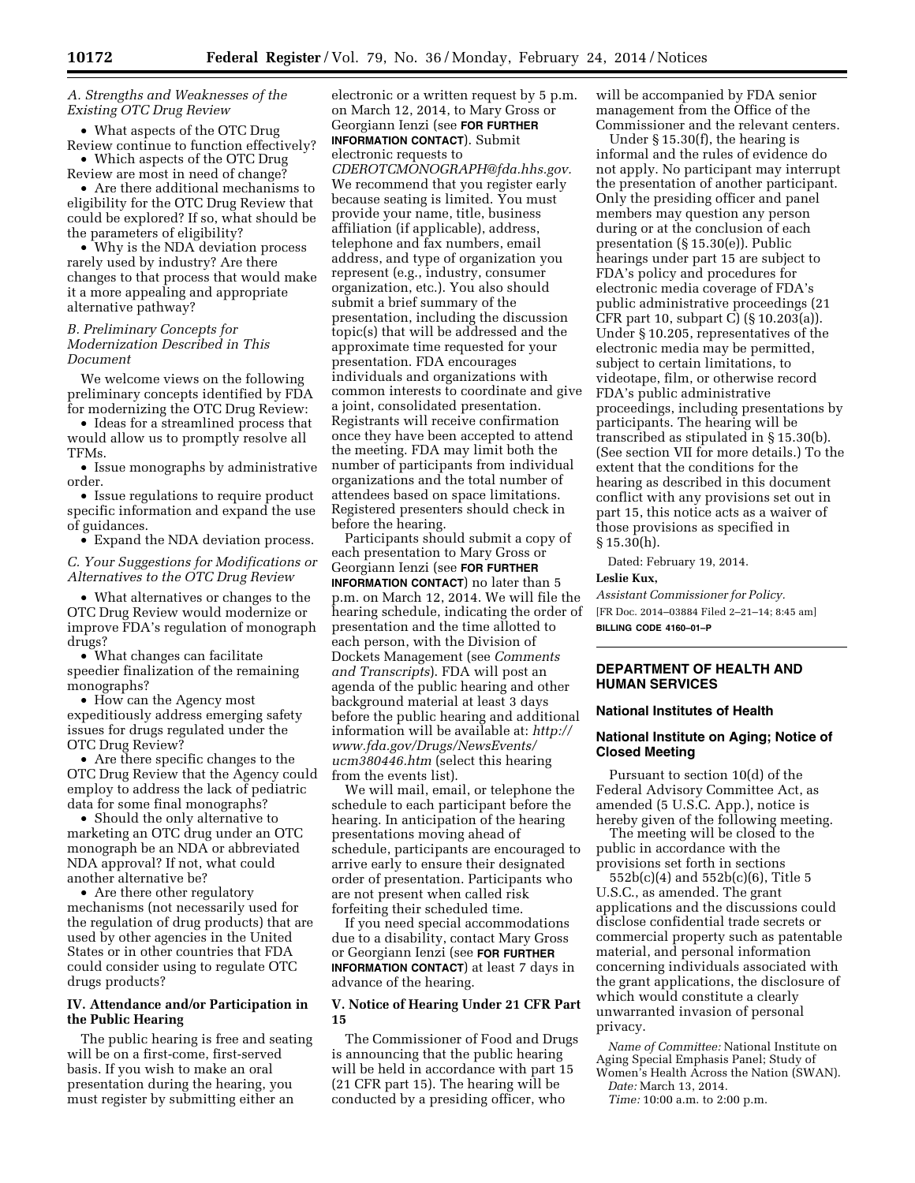### *A. Strengths and Weaknesses of the Existing OTC Drug Review*

- What aspects of the OTC Drug Review continue to function effectively?
- Which aspects of the OTC Drug Review are most in need of change?
- Are there additional mechanisms to eligibility for the OTC Drug Review that could be explored? If so, what should be the parameters of eligibility?
- Why is the NDA deviation process rarely used by industry? Are there changes to that process that would make it a more appealing and appropriate alternative pathway?

### *B. Preliminary Concepts for Modernization Described in This Document*

We welcome views on the following preliminary concepts identified by FDA for modernizing the OTC Drug Review:

- Ideas for a streamlined process that would allow us to promptly resolve all TFMs.
- Issue monographs by administrative order.
- Issue regulations to require product specific information and expand the use of guidances.
- Expand the NDA deviation process.

### *C. Your Suggestions for Modifications or Alternatives to the OTC Drug Review*

- What alternatives or changes to the OTC Drug Review would modernize or improve FDA's regulation of monograph drugs?
- What changes can facilitate speedier finalization of the remaining monographs?
- How can the Agency most expeditiously address emerging safety issues for drugs regulated under the OTC Drug Review?
- Are there specific changes to the OTC Drug Review that the Agency could employ to address the lack of pediatric data for some final monographs?
- Should the only alternative to marketing an OTC drug under an OTC monograph be an NDA or abbreviated NDA approval? If not, what could another alternative be?
- Are there other regulatory mechanisms (not necessarily used for the regulation of drug products) that are used by other agencies in the United States or in other countries that FDA could consider using to regulate OTC drugs products?

## IV. Attendance and/or Participation in the Public Hearing

The public hearing is free and seating will be on a first-come, first-served basis. If you wish to make an oral presentation during the hearing, you must register by submitting either an electronic or a written request by 5 p.m. on March 12, 2014, to Mary Gross or Georgiann Ienzi (see **FOR FURTHER INFORMATION CONTACT**). Submit electronic requests to *CDEROTCMONOGRAPH@fda.hhs.gov.* We recommend that you register early because seating is limited. You must provide your name, title, business affiliation (if applicable), address, telephone and fax numbers, email address, and type of organization you represent (e.g., industry, consumer organization, etc.). You also should submit a brief summary of the presentation, including the discussion topic(s) that will be addressed and the approximate time requested for your presentation. FDA encourages individuals and organizations with common interests to coordinate and give a joint, consolidated presentation. Registrants will receive confirmation once they have been accepted to attend the meeting. FDA may limit both the number of participants from individual organizations and the total number of attendees based on space limitations. Registered presenters should check in before the hearing.

Participants should submit a copy of each presentation to Mary Gross or Georgiann Ienzi (see **FOR FURTHER INFORMATION CONTACT**) no later than 5 p.m. on March 12, 2014. We will file the hearing schedule, indicating the order of presentation and the time allotted to each person, with the Division of Dockets Management (see *Comments and Transcripts*). FDA will post an agenda of the public hearing and other background material at least 3 days before the public hearing and additional information will be available at: *http://www.fda.gov/Drugs/NewsEvents/ucm380446.htm* (select this hearing from the events list).

We will mail, email, or telephone the schedule to each participant before the hearing. In anticipation of the hearing presentations moving ahead of schedule, participants are encouraged to arrive early to ensure their designated order of presentation. Participants who are not present when called risk forfeiting their scheduled time.

If you need special accommodations due to a disability, contact Mary Gross or Georgiann Ienzi (see **FOR FURTHER INFORMATION CONTACT**) at least 7 days in advance of the hearing.

## V. Notice of Hearing Under 21 CFR Part 15

The Commissioner of Food and Drugs is announcing that the public hearing will be held in accordance with part 15 (21 CFR part 15). The hearing will be conducted by a presiding officer, who will be accompanied by FDA senior management from the Office of the Commissioner and the relevant centers.

Under § 15.30(f), the hearing is informal and the rules of evidence do not apply. No participant may interrupt the presentation of another participant. Only the presiding officer and panel members may question any person during or at the conclusion of each presentation (§ 15.30(e)). Public hearings under part 15 are subject to FDA's policy and procedures for electronic media coverage of FDA's public administrative proceedings (21 CFR part 10, subpart C) (§ 10.203(a)). Under § 10.205, representatives of the electronic media may be permitted, subject to certain limitations, to videotape, film, or otherwise record FDA's public administrative proceedings, including presentations by participants. The hearing will be transcribed as stipulated in § 15.30(b). (See section VII for more details.) To the extent that the conditions for the hearing as described in this document conflict with any provisions set out in part 15, this notice acts as a waiver of those provisions as specified in § 15.30(h).

Dated: February 19, 2014.

**Leslie Kux,**

*Assistant Commissioner for Policy.*

[FR Doc. 2014–03884 Filed 2–21–14; 8:45 am]

**BILLING CODE 4160–01–P**

---

# DEPARTMENT OF HEALTH AND HUMAN SERVICES

## National Institutes of Health

## National Institute on Aging; Notice of Closed Meeting

Pursuant to section 10(d) of the Federal Advisory Committee Act, as amended (5 U.S.C. App.), notice is hereby given of the following meeting.

The meeting will be closed to the public in accordance with the provisions set forth in sections 552b(c)(4) and 552b(c)(6), Title 5 U.S.C., as amended. The grant applications and the discussions could disclose confidential trade secrets or commercial property such as patentable material, and personal information concerning individuals associated with the grant applications, the disclosure of which would constitute a clearly unwarranted invasion of personal privacy.

*Name of Committee:* National Institute on Aging Special Emphasis Panel; Study of Women's Health Across the Nation (SWAN).

*Date:* March 13, 2014.

*Time:* 10:00 a.m. to 2:00 p.m.